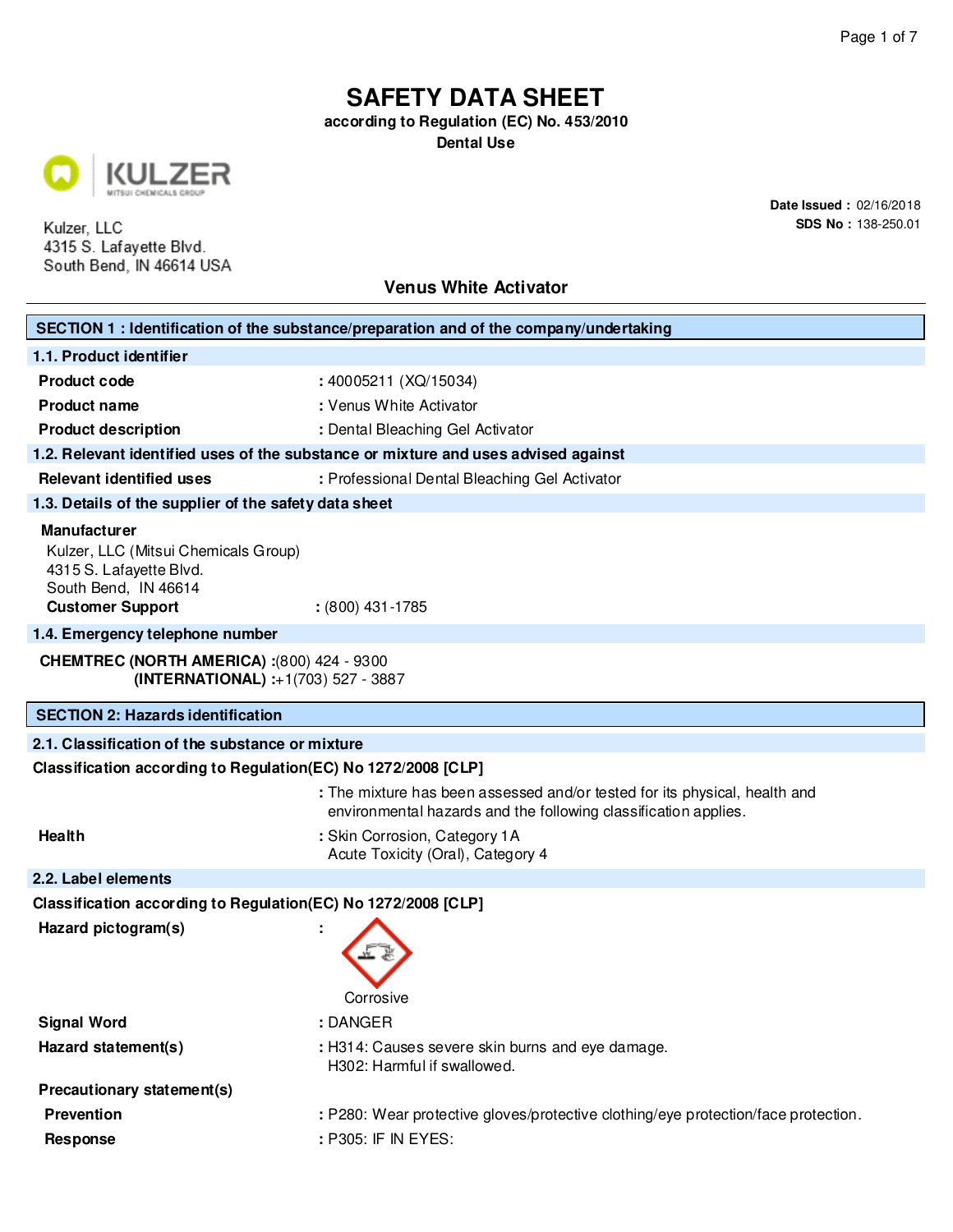# SAFETY DATA SHEET

**according to Regulation (EC) No. 453/2010**

**Dental Use**

KULZER
MITSUI CHEMICALS GROUP

Kulzer, LLC
4315 S. Lafayette Blvd.
South Bend, IN 46614 USA

**Date Issued :** 02/16/2018
**SDS No :** 138-250.01

## Venus White Activator

## SECTION 1 : Identification of the substance/preparation and of the company/undertaking

### 1.1. Product identifier

| | |
|---|---|
| **Product code** | : 40005211 (XQ/15034) |
| **Product name** | : Venus White Activator |
| **Product description** | : Dental Bleaching Gel Activator |

### 1.2. Relevant identified uses of the substance or mixture and uses advised against

| | |
|---|---|
| **Relevant identified uses** | : Professional Dental Bleaching Gel Activator |

### 1.3. Details of the supplier of the safety data sheet

**Manufacturer**
Kulzer, LLC (Mitsui Chemicals Group)
4315 S. Lafayette Blvd.
South Bend, IN 46614
**Customer Support** : (800) 431-1785

### 1.4. Emergency telephone number

**CHEMTREC (NORTH AMERICA) :**(800) 424 - 9300
**(INTERNATIONAL) :**+1(703) 527 - 3887

## SECTION 2: Hazards identification

### 2.1. Classification of the substance or mixture

**Classification according to Regulation(EC) No 1272/2008 [CLP]**

: The mixture has been assessed and/or tested for its physical, health and environmental hazards and the following classification applies.

| | |
|---|---|
| **Health** | : Skin Corrosion, Category 1A<br>Acute Toxicity (Oral), Category 4 |

### 2.2. Label elements

**Classification according to Regulation(EC) No 1272/2008 [CLP]**

**Hazard pictogram(s)** :

Corrosive

| | |
|---|---|
| **Signal Word** | : DANGER |
| **Hazard statement(s)** | : H314: Causes severe skin burns and eye damage.<br>H302: Harmful if swallowed. |

**Precautionary statement(s)**

| | |
|---|---|
| **Prevention** | : P280: Wear protective gloves/protective clothing/eye protection/face protection. |
| **Response** | : P305: IF IN EYES: |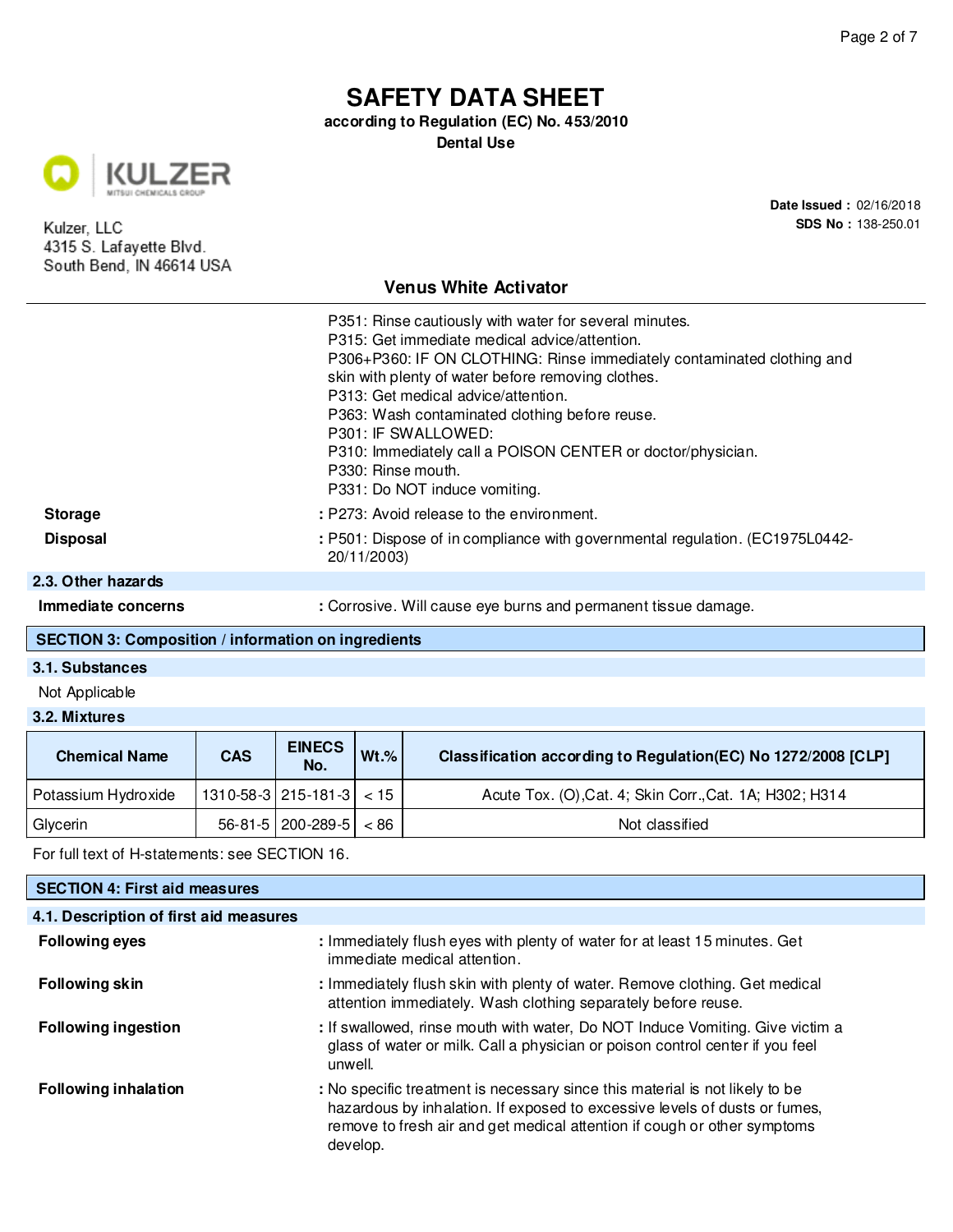P351: Rinse cautiously with water for several minutes.
P315: Get immediate medical advice/attention.
P306+P360: IF ON CLOTHING: Rinse immediately contaminated clothing and skin with plenty of water before removing clothes.
P313: Get medical advice/attention.
P363: Wash contaminated clothing before reuse.
P301: IF SWALLOWED:
P310: Immediately call a POISON CENTER or doctor/physician.
P330: Rinse mouth.
P331: Do NOT induce vomiting.

**Storage** : P273: Avoid release to the environment.

**Disposal** : P501: Dispose of in compliance with governmental regulation. (EC1975L0442-20/11/2003)

### 2.3. Other hazards

**Immediate concerns** : Corrosive. Will cause eye burns and permanent tissue damage.

## SECTION 3: Composition / information on ingredients

### 3.1. Substances

Not Applicable

### 3.2. Mixtures

| Chemical Name | CAS | EINECS No. | Wt.% | Classification according to Regulation(EC) No 1272/2008 [CLP] |
|---|---|---|---|---|
| Potassium Hydroxide | 1310-58-3 | 215-181-3 | < 15 | Acute Tox. (O),Cat. 4; Skin Corr.,Cat. 1A; H302; H314 |
| Glycerin | 56-81-5 | 200-289-5 | < 86 | Not classified |

For full text of H-statements: see SECTION 16.

## SECTION 4: First aid measures

### 4.1. Description of first aid measures

**Following eyes** : Immediately flush eyes with plenty of water for at least 15 minutes. Get immediate medical attention.

**Following skin** : Immediately flush skin with plenty of water. Remove clothing. Get medical attention immediately. Wash clothing separately before reuse.

**Following ingestion** : If swallowed, rinse mouth with water, Do NOT Induce Vomiting. Give victim a glass of water or milk. Call a physician or poison control center if you feel unwell.

**Following inhalation** : No specific treatment is necessary since this material is not likely to be hazardous by inhalation. If exposed to excessive levels of dusts or fumes, remove to fresh air and get medical attention if cough or other symptoms develop.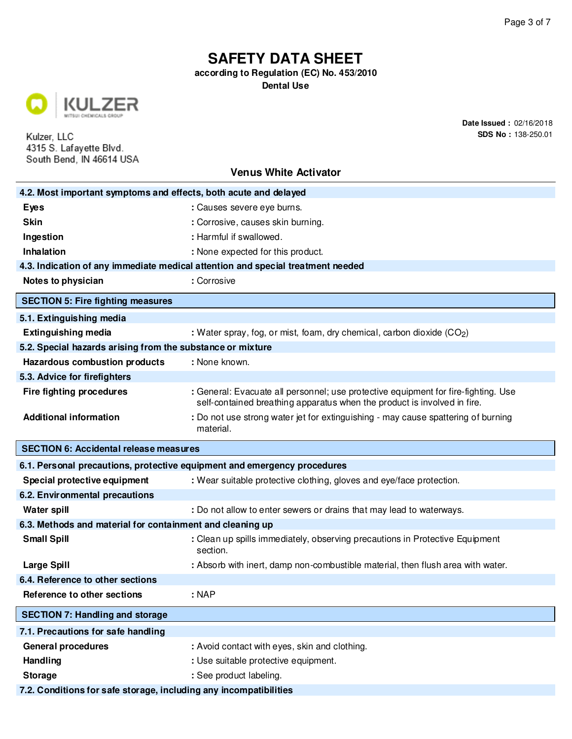# SAFETY DATA SHEET

**according to Regulation (EC) No. 453/2010**

**Dental Use**

KULZER
MITSUI CHEMICALS GROUP

Kulzer, LLC
4315 S. Lafayette Blvd.
South Bend, IN 46614 USA

**Date Issued :** 02/16/2018
**SDS No :** 138-250.01

## Venus White Activator

### 4.2. Most important symptoms and effects, both acute and delayed

| | |
|---|---|
| **Eyes** | : Causes severe eye burns. |
| **Skin** | : Corrosive, causes skin burning. |
| **Ingestion** | : Harmful if swallowed. |
| **Inhalation** | : None expected for this product. |

### 4.3. Indication of any immediate medical attention and special treatment needed

| | |
|---|---|
| **Notes to physician** | : Corrosive |

## SECTION 5: Fire fighting measures

### 5.1. Extinguishing media

| | |
|---|---|
| **Extinguishing media** | : Water spray, fog, or mist, foam, dry chemical, carbon dioxide ($CO_2$) |

### 5.2. Special hazards arising from the substance or mixture

| | |
|---|---|
| **Hazardous combustion products** | : None known. |

### 5.3. Advice for firefighters

| | |
|---|---|
| **Fire fighting procedures** | : General: Evacuate all personnel; use protective equipment for fire-fighting. Use self-contained breathing apparatus when the product is involved in fire. |
| **Additional information** | : Do not use strong water jet for extinguishing - may cause spattering of burning material. |

## SECTION 6: Accidental release measures

### 6.1. Personal precautions, protective equipment and emergency procedures

| | |
|---|---|
| **Special protective equipment** | : Wear suitable protective clothing, gloves and eye/face protection. |

### 6.2. Environmental precautions

| | |
|---|---|
| **Water spill** | : Do not allow to enter sewers or drains that may lead to waterways. |

### 6.3. Methods and material for containment and cleaning up

| | |
|---|---|
| **Small Spill** | : Clean up spills immediately, observing precautions in Protective Equipment section. |
| **Large Spill** | : Absorb with inert, damp non-combustible material, then flush area with water. |

### 6.4. Reference to other sections

| | |
|---|---|
| **Reference to other sections** | : NAP |

## SECTION 7: Handling and storage

### 7.1. Precautions for safe handling

| | |
|---|---|
| **General procedures** | : Avoid contact with eyes, skin and clothing. |
| **Handling** | : Use suitable protective equipment. |
| **Storage** | : See product labeling. |

### 7.2. Conditions for safe storage, including any incompatibilities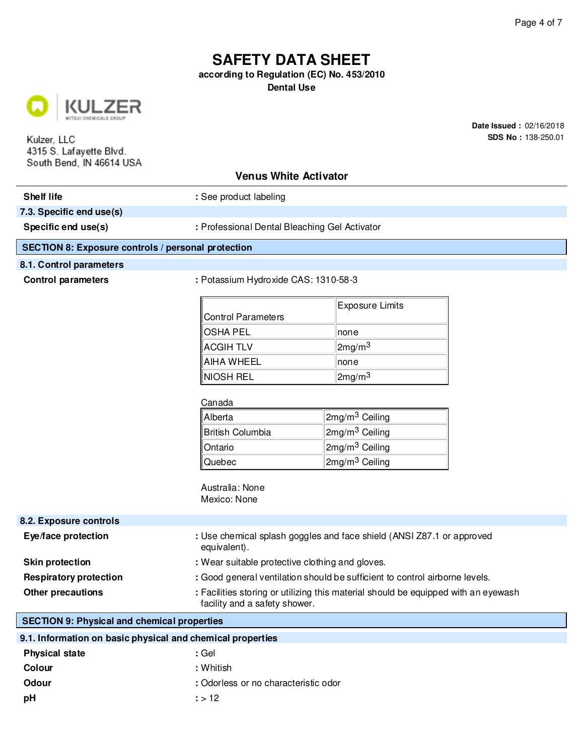# SAFETY DATA SHEET

**according to Regulation (EC) No. 453/2010**

**Dental Use**

Kulzer, LLC
4315 S. Lafayette Blvd.
South Bend, IN 46614 USA

**Date Issued :** 02/16/2018
**SDS No :** 138-250.01

## Venus White Activator

**Shelf life** : See product labeling

### 7.3. Specific end use(s)

**Specific end use(s)** : Professional Dental Bleaching Gel Activator

## SECTION 8: Exposure controls / personal protection

### 8.1. Control parameters

**Control parameters** : Potassium Hydroxide CAS: 1310-58-3

| Control Parameters | Exposure Limits |
|---|---|
| OSHA PEL | none |
| ACGIH TLV | 2mg/m$^3$ |
| AIHA WHEEL | none |
| NIOSH REL | 2mg/m$^3$ |

Canada

| | |
|---|---|
| Alberta | 2mg/m$^3$ Ceiling |
| British Columbia | 2mg/m$^3$ Ceiling |
| Ontario | 2mg/m$^3$ Ceiling |
| Quebec | 2mg/m$^3$ Ceiling |

Australia: None
Mexico: None

### 8.2. Exposure controls

**Eye/face protection** : Use chemical splash goggles and face shield (ANSI Z87.1 or approved equivalent).

**Skin protection** : Wear suitable protective clothing and gloves.

**Respiratory protection** : Good general ventilation should be sufficient to control airborne levels.

**Other precautions** : Facilities storing or utilizing this material should be equipped with an eyewash facility and a safety shower.

## SECTION 9: Physical and chemical properties

### 9.1. Information on basic physical and chemical properties

**Physical state** : Gel

**Colour** : Whitish

**Odour** : Odorless or no characteristic odor

**pH** : > 12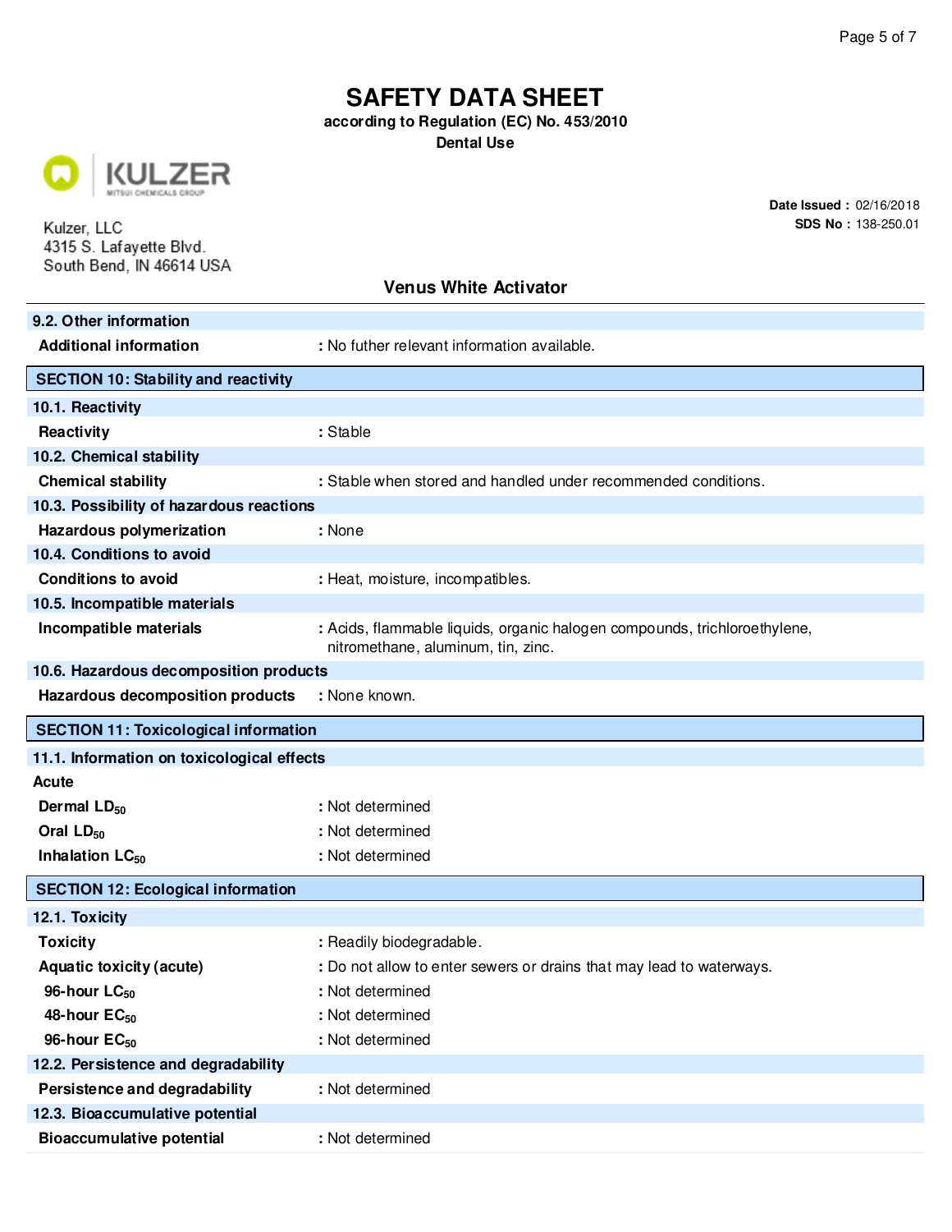# SAFETY DATA SHEET

**according to Regulation (EC) No. 453/2010**

**Dental Use**

Kulzer, LLC
4315 S. Lafayette Blvd.
South Bend, IN 46614 USA

**Date Issued :** 02/16/2018
**SDS No :** 138-250.01

## Venus White Activator

### 9.2. Other information

**Additional information** : No futher relevant information available.

## SECTION 10: Stability and reactivity

### 10.1. Reactivity

**Reactivity** : Stable

### 10.2. Chemical stability

**Chemical stability** : Stable when stored and handled under recommended conditions.

### 10.3. Possibility of hazardous reactions

**Hazardous polymerization** : None

### 10.4. Conditions to avoid

**Conditions to avoid** : Heat, moisture, incompatibles.

### 10.5. Incompatible materials

**Incompatible materials** : Acids, flammable liquids, organic halogen compounds, trichloroethylene, nitromethane, aluminum, tin, zinc.

### 10.6. Hazardous decomposition products

**Hazardous decomposition products** : None known.

## SECTION 11: Toxicological information

### 11.1. Information on toxicological effects

**Acute**

**Dermal $LD_{50}$** : Not determined

**Oral $LD_{50}$** : Not determined

**Inhalation $LC_{50}$** : Not determined

## SECTION 12: Ecological information

### 12.1. Toxicity

**Toxicity** : Readily biodegradable.

**Aquatic toxicity (acute)** : Do not allow to enter sewers or drains that may lead to waterways.

**96-hour $LC_{50}$** : Not determined

**48-hour $EC_{50}$** : Not determined

**96-hour $EC_{50}$** : Not determined

### 12.2. Persistence and degradability

**Persistence and degradability** : Not determined

### 12.3. Bioaccumulative potential

**Bioaccumulative potential** : Not determined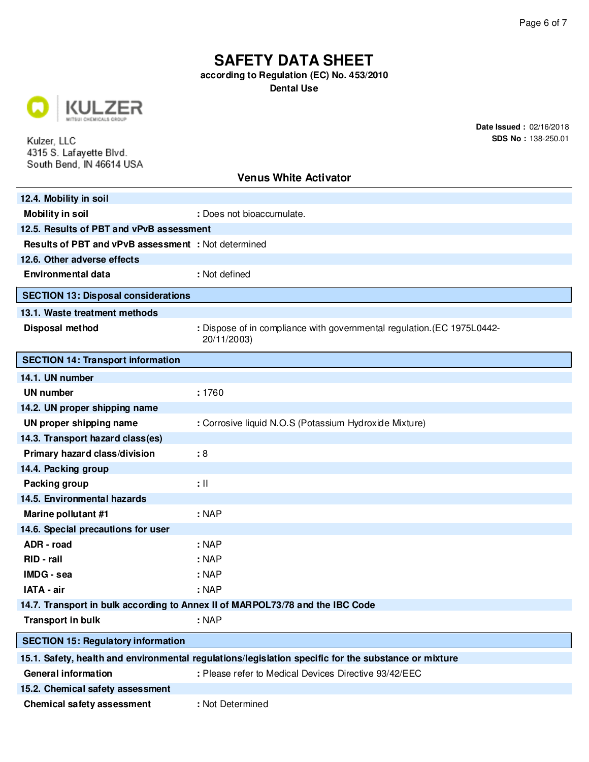# SAFETY DATA SHEET

**according to Regulation (EC) No. 453/2010**

**Dental Use**

Kulzer, LLC
4315 S. Lafayette Blvd.
South Bend, IN 46614 USA

**Date Issued :** 02/16/2018
**SDS No :** 138-250.01

## Venus White Activator

### 12.4. Mobility in soil

| | |
|---|---|
| **Mobility in soil** | : Does not bioaccumulate. |

### 12.5. Results of PBT and vPvB assessment

| | |
|---|---|
| **Results of PBT and vPvB assessment** | : Not determined |

### 12.6. Other adverse effects

| | |
|---|---|
| **Environmental data** | : Not defined |

## SECTION 13: Disposal considerations

### 13.1. Waste treatment methods

| | |
|---|---|
| **Disposal method** | : Dispose of in compliance with governmental regulation.(EC 1975L0442-20/11/2003) |

## SECTION 14: Transport information

### 14.1. UN number

| | |
|---|---|
| **UN number** | : 1760 |

### 14.2. UN proper shipping name

| | |
|---|---|
| **UN proper shipping name** | : Corrosive liquid N.O.S (Potassium Hydroxide Mixture) |

### 14.3. Transport hazard class(es)

| | |
|---|---|
| **Primary hazard class/division** | : 8 |

### 14.4. Packing group

| | |
|---|---|
| **Packing group** | : II |

### 14.5. Environmental hazards

| | |
|---|---|
| **Marine pollutant #1** | : NAP |

### 14.6. Special precautions for user

| | |
|---|---|
| **ADR - road** | : NAP |
| **RID - rail** | : NAP |
| **IMDG - sea** | : NAP |
| **IATA - air** | : NAP |

### 14.7. Transport in bulk according to Annex II of MARPOL73/78 and the IBC Code

| | |
|---|---|
| **Transport in bulk** | : NAP |

## SECTION 15: Regulatory information

### 15.1. Safety, health and environmental regulations/legislation specific for the substance or mixture

| | |
|---|---|
| **General information** | : Please refer to Medical Devices Directive 93/42/EEC |

### 15.2. Chemical safety assessment

| | |
|---|---|
| **Chemical safety assessment** | : Not Determined |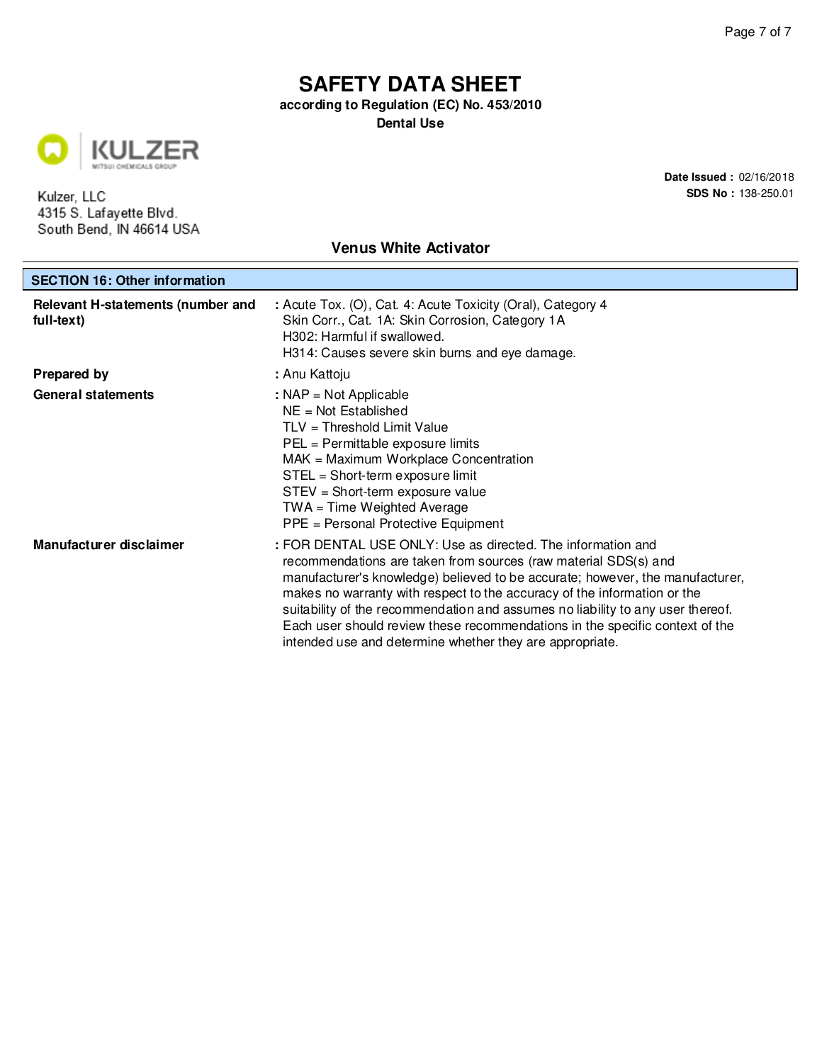# SAFETY DATA SHEET

**according to Regulation (EC) No. 453/2010**

**Dental Use**

Kulzer, LLC
4315 S. Lafayette Blvd.
South Bend, IN 46614 USA

**Date Issued :** 02/16/2018
**SDS No :** 138-250.01

## Venus White Activator

### SECTION 16: Other information

**Relevant H-statements (number and full-text)** : Acute Tox. (O), Cat. 4: Acute Toxicity (Oral), Category 4
Skin Corr., Cat. 1A: Skin Corrosion, Category 1A
H302: Harmful if swallowed.
H314: Causes severe skin burns and eye damage.

**Prepared by** : Anu Kattoju

**General statements** : NAP = Not Applicable
NE = Not Established
TLV = Threshold Limit Value
PEL = Permittable exposure limits
MAK = Maximum Workplace Concentration
STEL = Short-term exposure limit
STEV = Short-term exposure value
TWA = Time Weighted Average
PPE = Personal Protective Equipment

**Manufacturer disclaimer** : FOR DENTAL USE ONLY: Use as directed. The information and recommendations are taken from sources (raw material SDS(s) and manufacturer's knowledge) believed to be accurate; however, the manufacturer, makes no warranty with respect to the accuracy of the information or the suitability of the recommendation and assumes no liability to any user thereof. Each user should review these recommendations in the specific context of the intended use and determine whether they are appropriate.